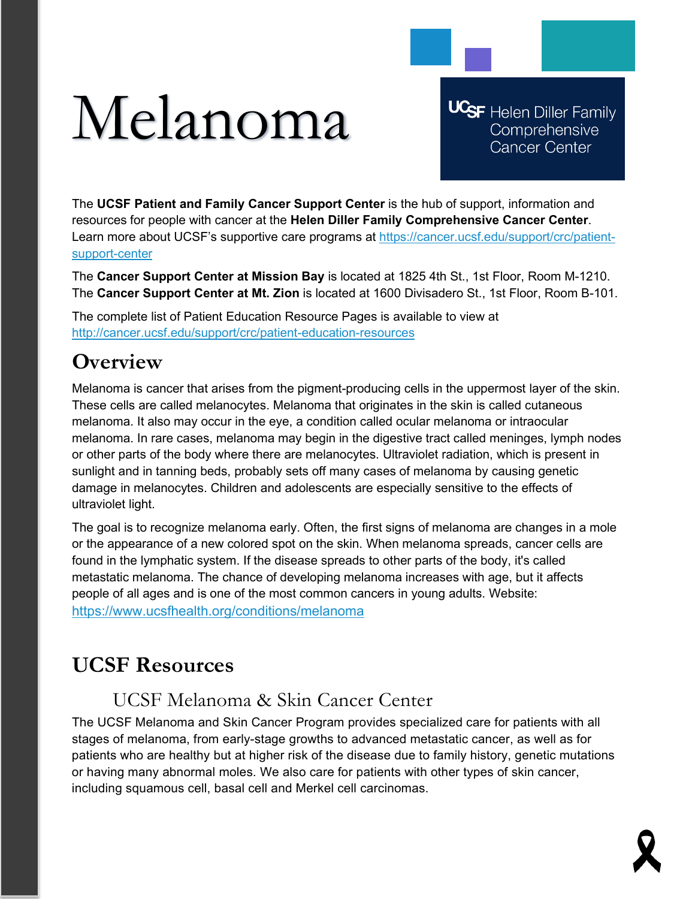# Melanoma

UCSF Helen Diller Family Comprehensive Cancer Center

The **UCSF Patient and Family Cancer Support Center** is the hub of support, information and resources for people with cancer at the **Helen Diller Family Comprehensive Cancer Center**. Learn more about UCSF's supportive care programs at https://cancer.ucsf.edu/support/crc/patient-support-center

The **Cancer Support Center at Mission Bay** is located at 1825 4th St., 1st Floor, Room M-1210. The **Cancer Support Center at Mt. Zion** is located at 1600 Divisadero St., 1st Floor, Room B-101.

The complete list of Patient Education Resource Pages is available to view at http://cancer.ucsf.edu/support/crc/patient-education-resources

## Overview

Melanoma is cancer that arises from the pigment-producing cells in the uppermost layer of the skin. These cells are called melanocytes. Melanoma that originates in the skin is called cutaneous melanoma. It also may occur in the eye, a condition called ocular melanoma or intraocular melanoma. In rare cases, melanoma may begin in the digestive tract called meninges, lymph nodes or other parts of the body where there are melanocytes. Ultraviolet radiation, which is present in sunlight and in tanning beds, probably sets off many cases of melanoma by causing genetic damage in melanocytes. Children and adolescents are especially sensitive to the effects of ultraviolet light.

The goal is to recognize melanoma early. Often, the first signs of melanoma are changes in a mole or the appearance of a new colored spot on the skin. When melanoma spreads, cancer cells are found in the lymphatic system. If the disease spreads to other parts of the body, it's called metastatic melanoma. The chance of developing melanoma increases with age, but it affects people of all ages and is one of the most common cancers in young adults. Website: https://www.ucsfhealth.org/conditions/melanoma

## UCSF Resources

### UCSF Melanoma & Skin Cancer Center

The UCSF Melanoma and Skin Cancer Program provides specialized care for patients with all stages of melanoma, from early-stage growths to advanced metastatic cancer, as well as for patients who are healthy but at higher risk of the disease due to family history, genetic mutations or having many abnormal moles. We also care for patients with other types of skin cancer, including squamous cell, basal cell and Merkel cell carcinomas.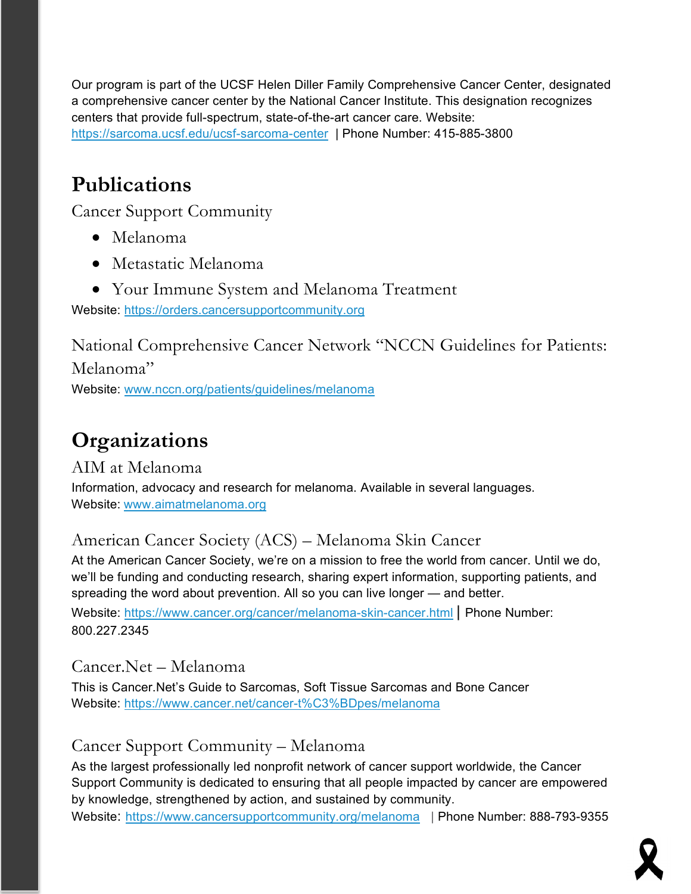Our program is part of the UCSF Helen Diller Family Comprehensive Cancer Center, designated a comprehensive cancer center by the National Cancer Institute. This designation recognizes centers that provide full-spectrum, state-of-the-art cancer care. Website: https://sarcoma.ucsf.edu/ucsf-sarcoma-center | Phone Number: 415-885-3800

# Publications

### Cancer Support Community

- Melanoma
- Metastatic Melanoma
- Your Immune System and Melanoma Treatment

Website: https://orders.cancersupportcommunity.org

### National Comprehensive Cancer Network "NCCN Guidelines for Patients: Melanoma"

Website: www.nccn.org/patients/guidelines/melanoma

# Organizations

### AIM at Melanoma

Information, advocacy and research for melanoma. Available in several languages.
Website: www.aimatmelanoma.org

### American Cancer Society (ACS) – Melanoma Skin Cancer

At the American Cancer Society, we're on a mission to free the world from cancer. Until we do, we'll be funding and conducting research, sharing expert information, supporting patients, and spreading the word about prevention. All so you can live longer — and better.

Website: https://www.cancer.org/cancer/melanoma-skin-cancer.html | Phone Number: 800.227.2345

### Cancer.Net – Melanoma

This is Cancer.Net's Guide to Sarcomas, Soft Tissue Sarcomas and Bone Cancer
Website: https://www.cancer.net/cancer-t%C3%BDpes/melanoma

### Cancer Support Community – Melanoma

As the largest professionally led nonprofit network of cancer support worldwide, the Cancer Support Community is dedicated to ensuring that all people impacted by cancer are empowered by knowledge, strengthened by action, and sustained by community.
Website: https://www.cancersupportcommunity.org/melanoma | Phone Number: 888-793-9355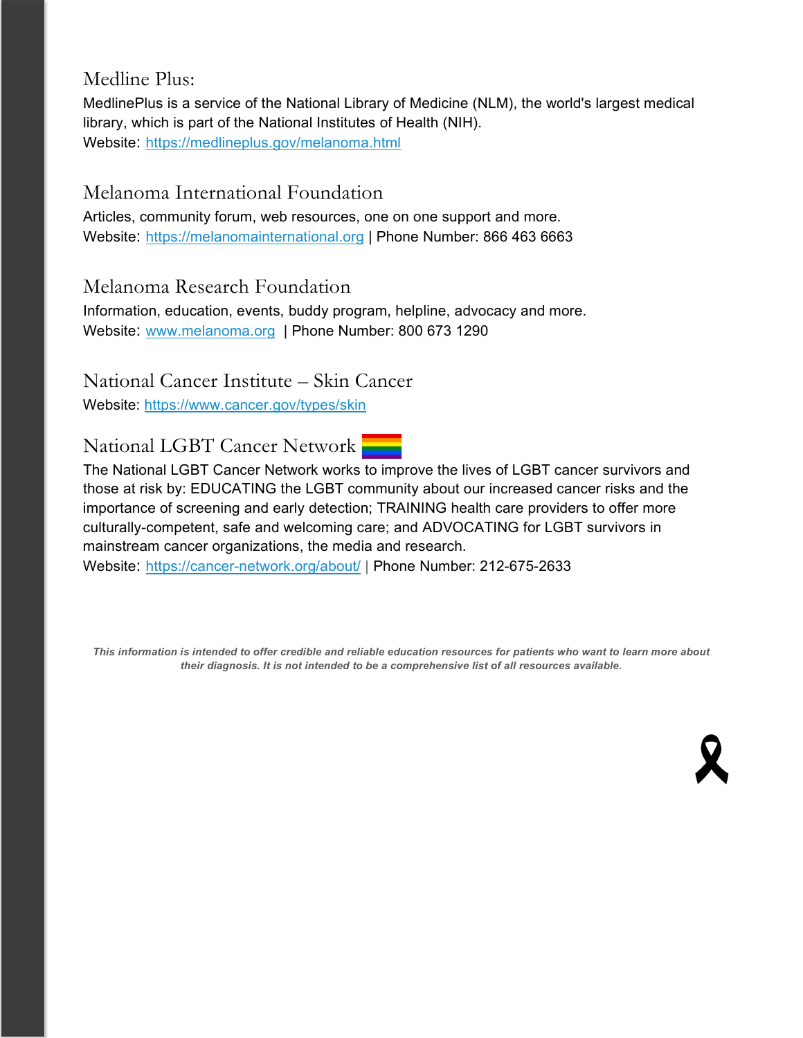## Medline Plus:

MedlinePlus is a service of the National Library of Medicine (NLM), the world's largest medical library, which is part of the National Institutes of Health (NIH).
Website: https://medlineplus.gov/melanoma.html

## Melanoma International Foundation

Articles, community forum, web resources, one on one support and more.
Website: https://melanomainternational.org | Phone Number: 866 463 6663

## Melanoma Research Foundation

Information, education, events, buddy program, helpline, advocacy and more.
Website: www.melanoma.org | Phone Number: 800 673 1290

## National Cancer Institute – Skin Cancer

Website: https://www.cancer.gov/types/skin

## National LGBT Cancer Network

The National LGBT Cancer Network works to improve the lives of LGBT cancer survivors and those at risk by: EDUCATING the LGBT community about our increased cancer risks and the importance of screening and early detection; TRAINING health care providers to offer more culturally-competent, safe and welcoming care; and ADVOCATING for LGBT survivors in mainstream cancer organizations, the media and research.
Website: https://cancer-network.org/about/ | Phone Number: 212-675-2633

***This information is intended to offer credible and reliable education resources for patients who want to learn more about their diagnosis. It is not intended to be a comprehensive list of all resources available.***